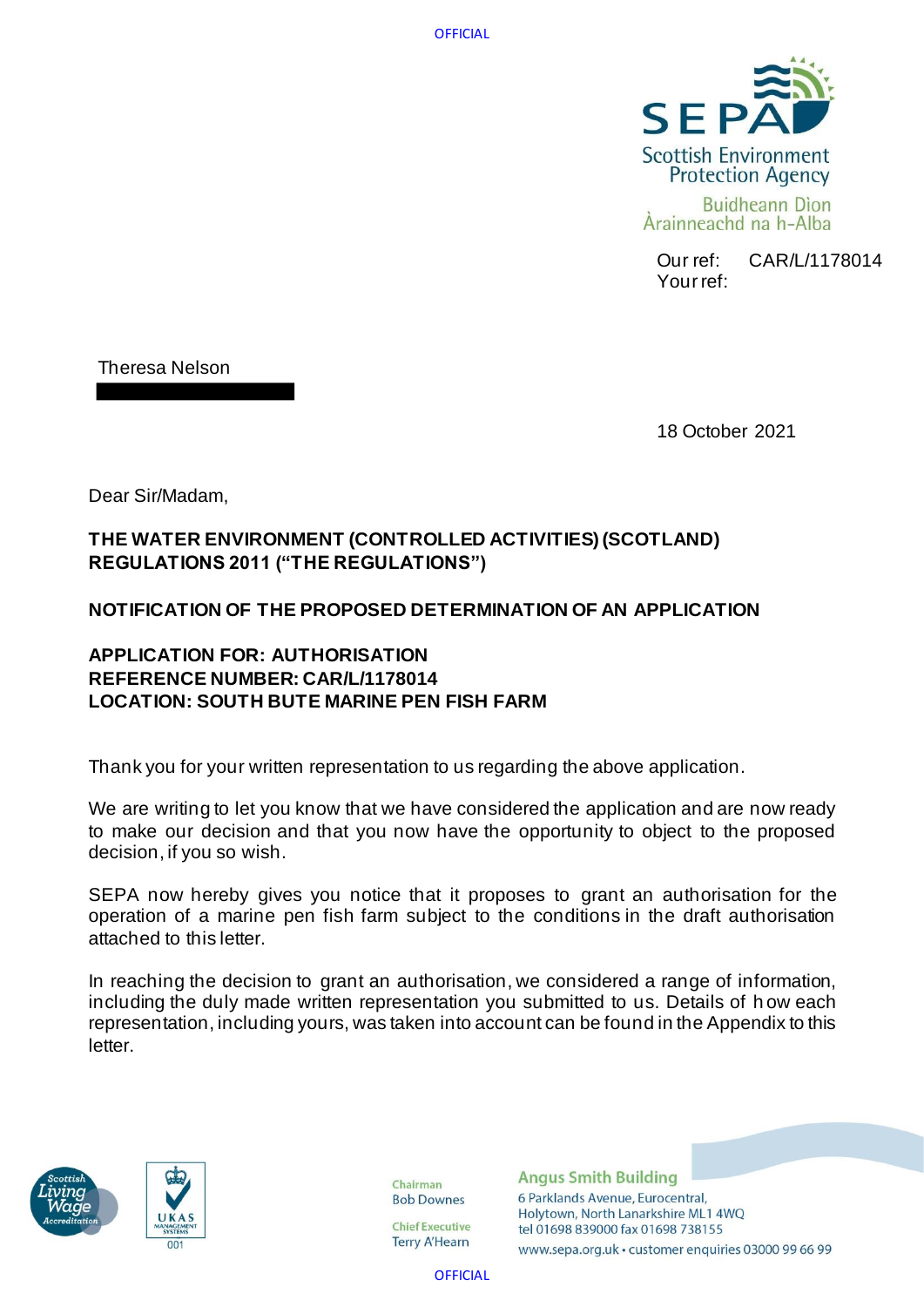Scottish Environment Protection Agency
Buidheann Dìon Àrainneachd na h-Alba

Our ref: CAR/L/1178014
Your ref:

Theresa Nelson

18 October 2021

Dear Sir/Madam,

**THE WATER ENVIRONMENT (CONTROLLED ACTIVITIES) (SCOTLAND) REGULATIONS 2011 ("THE REGULATIONS")**

**NOTIFICATION OF THE PROPOSED DETERMINATION OF AN APPLICATION**

**APPLICATION FOR: AUTHORISATION**
**REFERENCE NUMBER: CAR/L/1178014**
**LOCATION: SOUTH BUTE MARINE PEN FISH FARM**

Thank you for your written representation to us regarding the above application.

We are writing to let you know that we have considered the application and are now ready to make our decision and that you now have the opportunity to object to the proposed decision, if you so wish.

SEPA now hereby gives you notice that it proposes to grant an authorisation for the operation of a marine pen fish farm subject to the conditions in the draft authorisation attached to this letter.

In reaching the decision to grant an authorisation, we considered a range of information, including the duly made written representation you submitted to us. Details of how each representation, including yours, was taken into account can be found in the Appendix to this letter.

Chairman
Bob Downes

Chief Executive
Terry A'Hearn

**Angus Smith Building**
6 Parklands Avenue, Eurocentral,
Holytown, North Lanarkshire ML1 4WQ
tel 01698 839000 fax 01698 738155
www.sepa.org.uk • customer enquiries 03000 99 66 99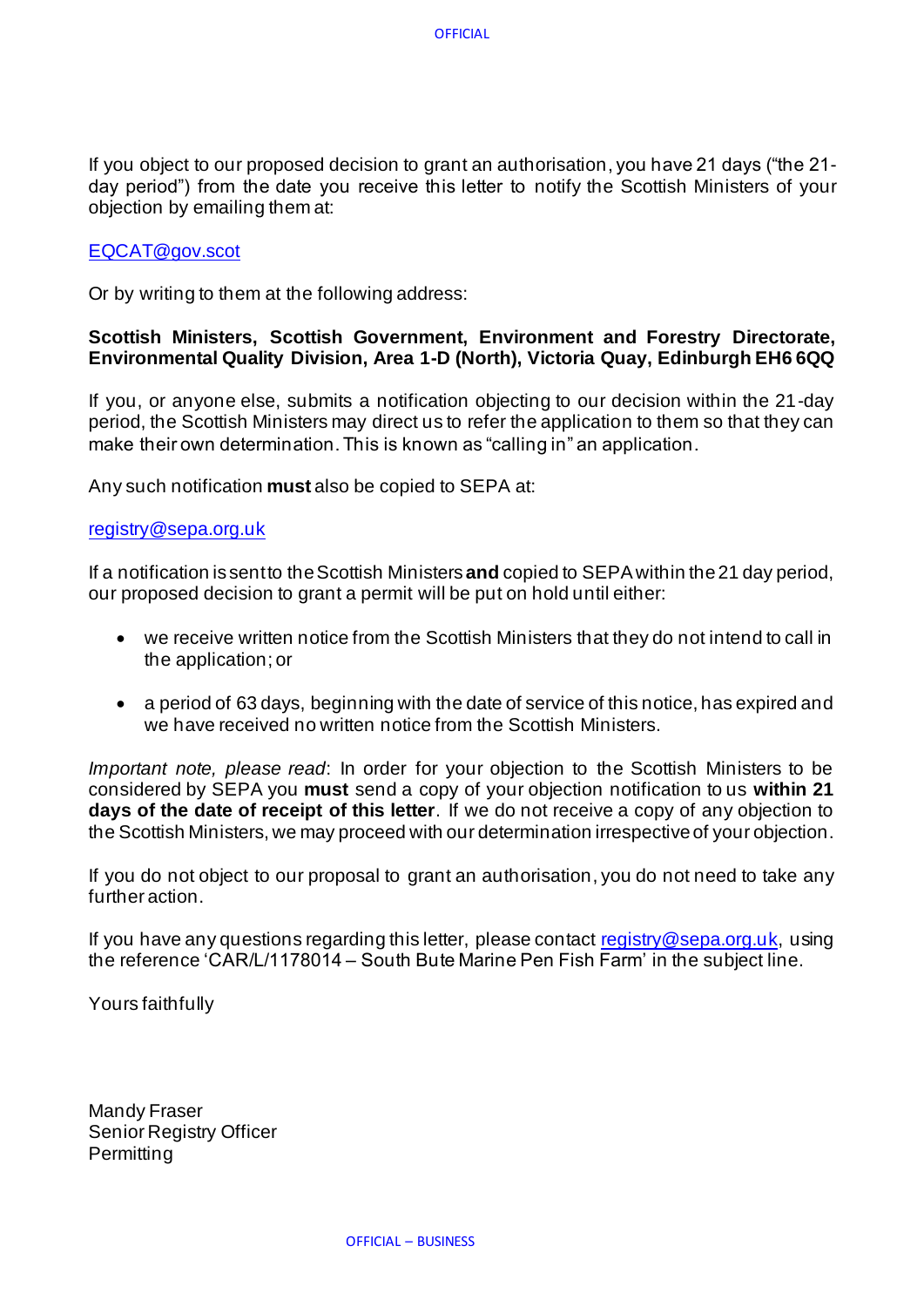If you object to our proposed decision to grant an authorisation, you have 21 days ("the 21-day period") from the date you receive this letter to notify the Scottish Ministers of your objection by emailing them at:

EQCAT@gov.scot

Or by writing to them at the following address:

**Scottish Ministers, Scottish Government, Environment and Forestry Directorate, Environmental Quality Division, Area 1-D (North), Victoria Quay, Edinburgh EH6 6QQ**

If you, or anyone else, submits a notification objecting to our decision within the 21-day period, the Scottish Ministers may direct us to refer the application to them so that they can make their own determination. This is known as "calling in" an application.

Any such notification **must** also be copied to SEPA at:

registry@sepa.org.uk

If a notification is sent to the Scottish Ministers **and** copied to SEPA within the 21 day period, our proposed decision to grant a permit will be put on hold until either:

- we receive written notice from the Scottish Ministers that they do not intend to call in the application; or
- a period of 63 days, beginning with the date of service of this notice, has expired and we have received no written notice from the Scottish Ministers.

*Important note, please read*: In order for your objection to the Scottish Ministers to be considered by SEPA you **must** send a copy of your objection notification to us **within 21 days of the date of receipt of this letter**. If we do not receive a copy of any objection to the Scottish Ministers, we may proceed with our determination irrespective of your objection.

If you do not object to our proposal to grant an authorisation, you do not need to take any further action.

If you have any questions regarding this letter, please contact registry@sepa.org.uk, using the reference 'CAR/L/1178014 – South Bute Marine Pen Fish Farm' in the subject line.

Yours faithfully

Mandy Fraser
Senior Registry Officer
Permitting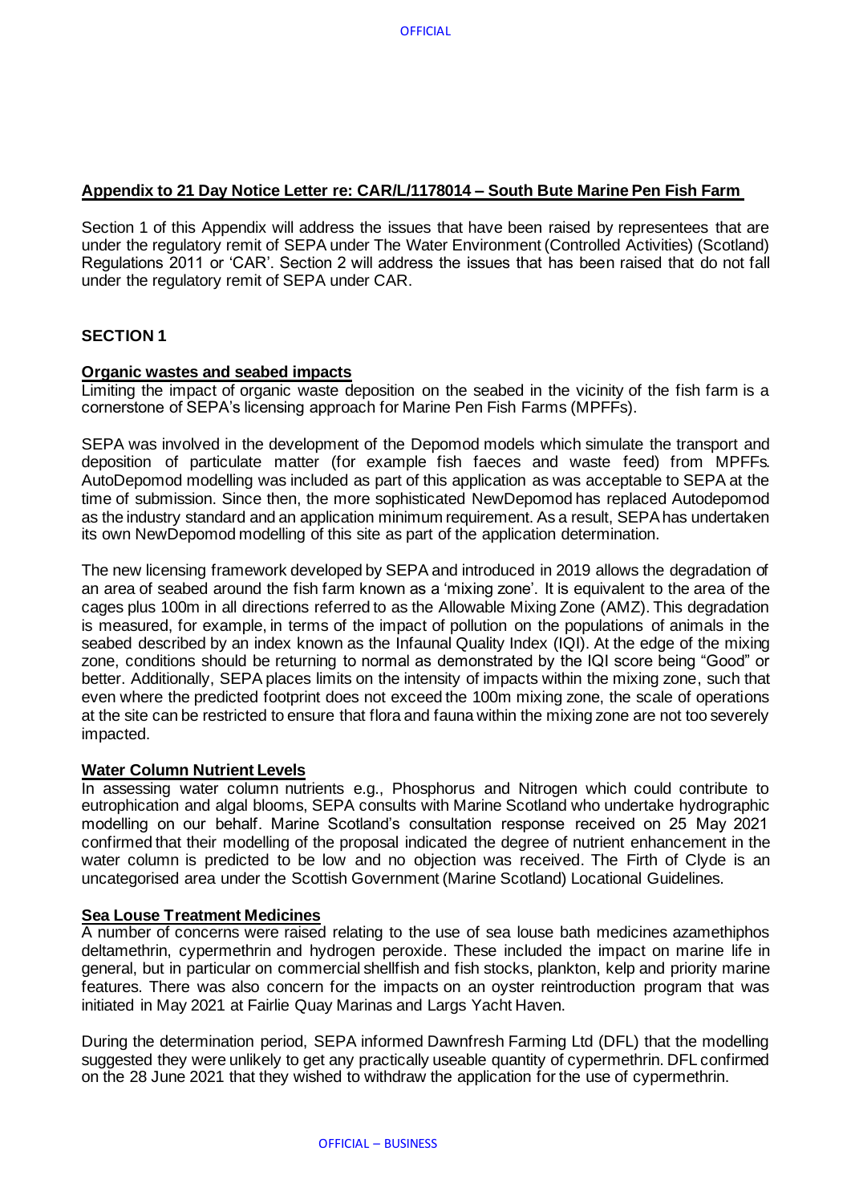## **Appendix to 21 Day Notice Letter re: CAR/L/1178014 – South Bute Marine Pen Fish Farm**

Section 1 of this Appendix will address the issues that have been raised by representees that are under the regulatory remit of SEPA under The Water Environment (Controlled Activities) (Scotland) Regulations 2011 or 'CAR'. Section 2 will address the issues that has been raised that do not fall under the regulatory remit of SEPA under CAR.

### **SECTION 1**

#### **Organic wastes and seabed impacts**

Limiting the impact of organic waste deposition on the seabed in the vicinity of the fish farm is a cornerstone of SEPA's licensing approach for Marine Pen Fish Farms (MPFFs).

SEPA was involved in the development of the Depomod models which simulate the transport and deposition of particulate matter (for example fish faeces and waste feed) from MPFFs. AutoDepomod modelling was included as part of this application as was acceptable to SEPA at the time of submission. Since then, the more sophisticated NewDepomod has replaced Autodepomod as the industry standard and an application minimum requirement. As a result, SEPA has undertaken its own NewDepomod modelling of this site as part of the application determination.

The new licensing framework developed by SEPA and introduced in 2019 allows the degradation of an area of seabed around the fish farm known as a 'mixing zone'. It is equivalent to the area of the cages plus 100m in all directions referred to as the Allowable Mixing Zone (AMZ). This degradation is measured, for example, in terms of the impact of pollution on the populations of animals in the seabed described by an index known as the Infaunal Quality Index (IQI). At the edge of the mixing zone, conditions should be returning to normal as demonstrated by the IQI score being "Good" or better. Additionally, SEPA places limits on the intensity of impacts within the mixing zone, such that even where the predicted footprint does not exceed the 100m mixing zone, the scale of operations at the site can be restricted to ensure that flora and fauna within the mixing zone are not too severely impacted.

#### **Water Column Nutrient Levels**

In assessing water column nutrients e.g., Phosphorus and Nitrogen which could contribute to eutrophication and algal blooms, SEPA consults with Marine Scotland who undertake hydrographic modelling on our behalf. Marine Scotland's consultation response received on 25 May 2021 confirmed that their modelling of the proposal indicated the degree of nutrient enhancement in the water column is predicted to be low and no objection was received. The Firth of Clyde is an uncategorised area under the Scottish Government (Marine Scotland) Locational Guidelines.

#### **Sea Louse Treatment Medicines**

A number of concerns were raised relating to the use of sea louse bath medicines azamethiphos deltamethrin, cypermethrin and hydrogen peroxide. These included the impact on marine life in general, but in particular on commercial shellfish and fish stocks, plankton, kelp and priority marine features. There was also concern for the impacts on an oyster reintroduction program that was initiated in May 2021 at Fairlie Quay Marinas and Largs Yacht Haven.

During the determination period, SEPA informed Dawnfresh Farming Ltd (DFL) that the modelling suggested they were unlikely to get any practically useable quantity of cypermethrin. DFL confirmed on the 28 June 2021 that they wished to withdraw the application for the use of cypermethrin.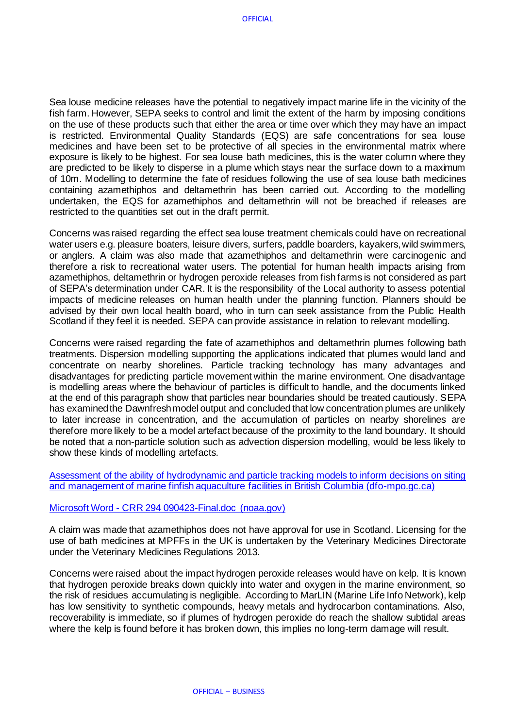Sea louse medicine releases have the potential to negatively impact marine life in the vicinity of the fish farm. However, SEPA seeks to control and limit the extent of the harm by imposing conditions on the use of these products such that either the area or time over which they may have an impact is restricted. Environmental Quality Standards (EQS) are safe concentrations for sea louse medicines and have been set to be protective of all species in the environmental matrix where exposure is likely to be highest. For sea louse bath medicines, this is the water column where they are predicted to be likely to disperse in a plume which stays near the surface down to a maximum of 10m. Modelling to determine the fate of residues following the use of sea louse bath medicines containing azamethiphos and deltamethrin has been carried out. According to the modelling undertaken, the EQS for azamethiphos and deltamethrin will not be breached if releases are restricted to the quantities set out in the draft permit.

Concerns was raised regarding the effect sea louse treatment chemicals could have on recreational water users e.g. pleasure boaters, leisure divers, surfers, paddle boarders, kayakers, wild swimmers, or anglers. A claim was also made that azamethiphos and deltamethrin were carcinogenic and therefore a risk to recreational water users. The potential for human health impacts arising from azamethiphos, deltamethrin or hydrogen peroxide releases from fish farms is not considered as part of SEPA's determination under CAR. It is the responsibility of the Local authority to assess potential impacts of medicine releases on human health under the planning function. Planners should be advised by their own local health board, who in turn can seek assistance from the Public Health Scotland if they feel it is needed. SEPA can provide assistance in relation to relevant modelling.

Concerns were raised regarding the fate of azamethiphos and deltamethrin plumes following bath treatments. Dispersion modelling supporting the applications indicated that plumes would land and concentrate on nearby shorelines. Particle tracking technology has many advantages and disadvantages for predicting particle movement within the marine environment. One disadvantage is modelling areas where the behaviour of particles is difficult to handle, and the documents linked at the end of this paragraph show that particles near boundaries should be treated cautiously. SEPA has examined the Dawnfresh model output and concluded that low concentration plumes are unlikely to later increase in concentration, and the accumulation of particles on nearby shorelines are therefore more likely to be a model artefact because of the proximity to the land boundary. It should be noted that a non-particle solution such as advection dispersion modelling, would be less likely to show these kinds of modelling artefacts.

[Assessment of the ability of hydrodynamic and particle tracking models to inform decisions on siting and management of marine finfish aquaculture facilities in British Columbia (dfo-mpo.gc.ca)]

[Microsoft Word - CRR 294 090423-Final.doc (noaa.gov)]

A claim was made that azamethiphos does not have approval for use in Scotland. Licensing for the use of bath medicines at MPFFs in the UK is undertaken by the Veterinary Medicines Directorate under the Veterinary Medicines Regulations 2013.

Concerns were raised about the impact hydrogen peroxide releases would have on kelp. It is known that hydrogen peroxide breaks down quickly into water and oxygen in the marine environment, so the risk of residues accumulating is negligible. According to MarLIN (Marine Life Info Network), kelp has low sensitivity to synthetic compounds, heavy metals and hydrocarbon contaminations. Also, recoverability is immediate, so if plumes of hydrogen peroxide do reach the shallow subtidal areas where the kelp is found before it has broken down, this implies no long-term damage will result.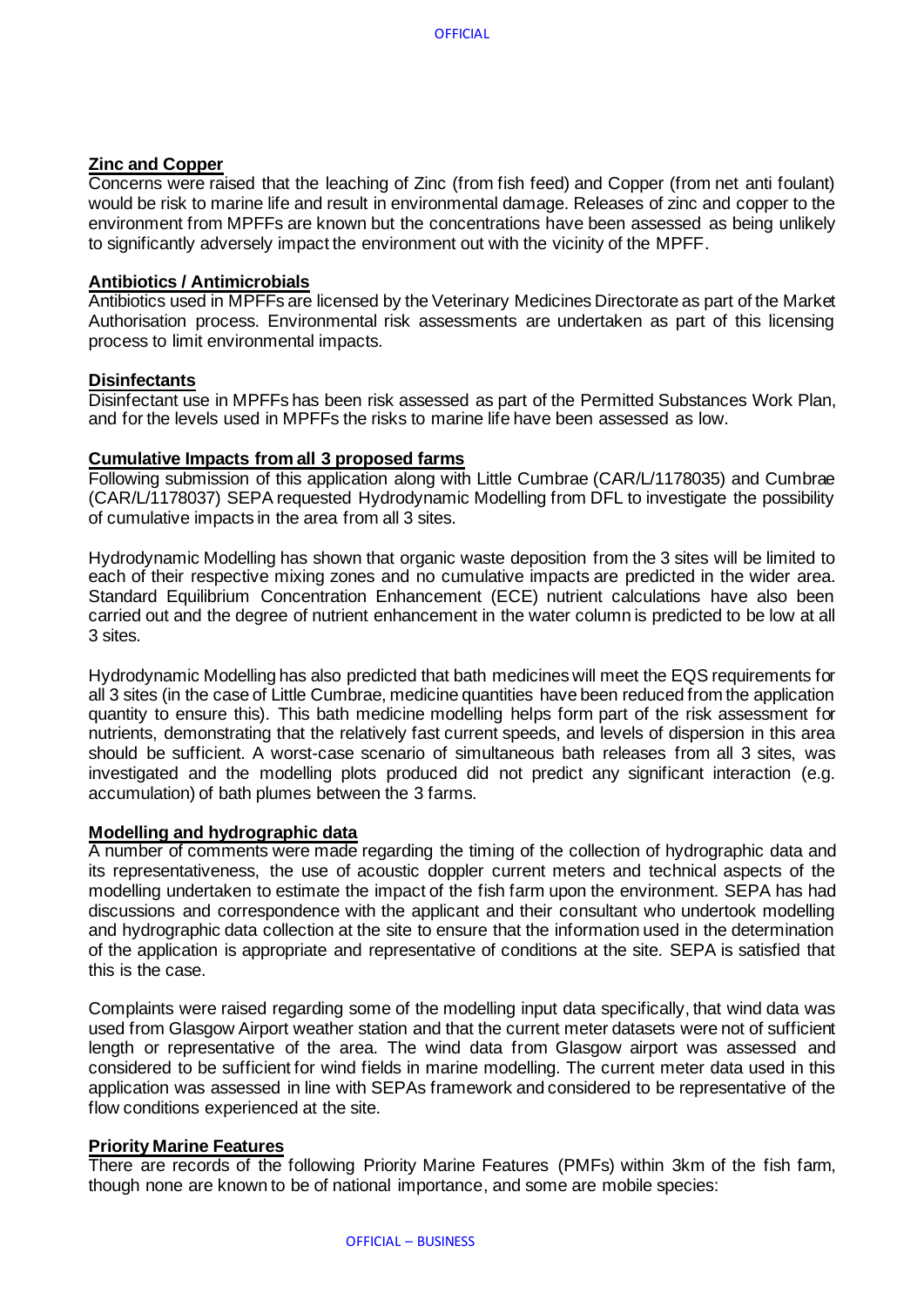**Zinc and Copper**

Concerns were raised that the leaching of Zinc (from fish feed) and Copper (from net anti foulant) would be risk to marine life and result in environmental damage. Releases of zinc and copper to the environment from MPFFs are known but the concentrations have been assessed as being unlikely to significantly adversely impact the environment out with the vicinity of the MPFF.

**Antibiotics / Antimicrobials**

Antibiotics used in MPFFs are licensed by the Veterinary Medicines Directorate as part of the Market Authorisation process. Environmental risk assessments are undertaken as part of this licensing process to limit environmental impacts.

**Disinfectants**

Disinfectant use in MPFFs has been risk assessed as part of the Permitted Substances Work Plan, and for the levels used in MPFFs the risks to marine life have been assessed as low.

**Cumulative Impacts from all 3 proposed farms**

Following submission of this application along with Little Cumbrae (CAR/L/1178035) and Cumbrae (CAR/L/1178037) SEPA requested Hydrodynamic Modelling from DFL to investigate the possibility of cumulative impacts in the area from all 3 sites.

Hydrodynamic Modelling has shown that organic waste deposition from the 3 sites will be limited to each of their respective mixing zones and no cumulative impacts are predicted in the wider area. Standard Equilibrium Concentration Enhancement (ECE) nutrient calculations have also been carried out and the degree of nutrient enhancement in the water column is predicted to be low at all 3 sites.

Hydrodynamic Modelling has also predicted that bath medicines will meet the EQS requirements for all 3 sites (in the case of Little Cumbrae, medicine quantities have been reduced from the application quantity to ensure this). This bath medicine modelling helps form part of the risk assessment for nutrients, demonstrating that the relatively fast current speeds, and levels of dispersion in this area should be sufficient. A worst-case scenario of simultaneous bath releases from all 3 sites, was investigated and the modelling plots produced did not predict any significant interaction (e.g. accumulation) of bath plumes between the 3 farms.

**Modelling and hydrographic data**

A number of comments were made regarding the timing of the collection of hydrographic data and its representativeness, the use of acoustic doppler current meters and technical aspects of the modelling undertaken to estimate the impact of the fish farm upon the environment. SEPA has had discussions and correspondence with the applicant and their consultant who undertook modelling and hydrographic data collection at the site to ensure that the information used in the determination of the application is appropriate and representative of conditions at the site. SEPA is satisfied that this is the case.

Complaints were raised regarding some of the modelling input data specifically, that wind data was used from Glasgow Airport weather station and that the current meter datasets were not of sufficient length or representative of the area. The wind data from Glasgow airport was assessed and considered to be sufficient for wind fields in marine modelling. The current meter data used in this application was assessed in line with SEPAs framework and considered to be representative of the flow conditions experienced at the site.

**Priority Marine Features**

There are records of the following Priority Marine Features (PMFs) within 3km of the fish farm, though none are known to be of national importance, and some are mobile species: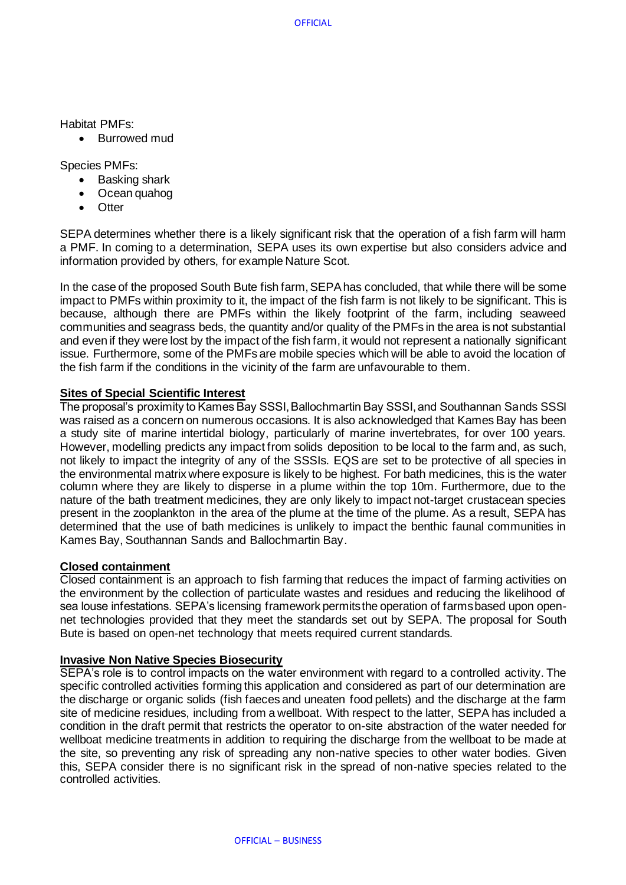Habitat PMFs:

- Burrowed mud

Species PMFs:

- Basking shark
- Ocean quahog
- Otter

SEPA determines whether there is a likely significant risk that the operation of a fish farm will harm a PMF. In coming to a determination, SEPA uses its own expertise but also considers advice and information provided by others, for example Nature Scot.

In the case of the proposed South Bute fish farm, SEPA has concluded, that while there will be some impact to PMFs within proximity to it, the impact of the fish farm is not likely to be significant. This is because, although there are PMFs within the likely footprint of the farm, including seaweed communities and seagrass beds, the quantity and/or quality of the PMFs in the area is not substantial and even if they were lost by the impact of the fish farm, it would not represent a nationally significant issue. Furthermore, some of the PMFs are mobile species which will be able to avoid the location of the fish farm if the conditions in the vicinity of the farm are unfavourable to them.

**Sites of Special Scientific Interest**

The proposal's proximity to Kames Bay SSSI, Ballochmartin Bay SSSI, and Southannan Sands SSSI was raised as a concern on numerous occasions. It is also acknowledged that Kames Bay has been a study site of marine intertidal biology, particularly of marine invertebrates, for over 100 years. However, modelling predicts any impact from solids deposition to be local to the farm and, as such, not likely to impact the integrity of any of the SSSIs. EQS are set to be protective of all species in the environmental matrix where exposure is likely to be highest. For bath medicines, this is the water column where they are likely to disperse in a plume within the top 10m. Furthermore, due to the nature of the bath treatment medicines, they are only likely to impact not-target crustacean species present in the zooplankton in the area of the plume at the time of the plume. As a result, SEPA has determined that the use of bath medicines is unlikely to impact the benthic faunal communities in Kames Bay, Southannan Sands and Ballochmartin Bay.

**Closed containment**

Closed containment is an approach to fish farming that reduces the impact of farming activities on the environment by the collection of particulate wastes and residues and reducing the likelihood of sea louse infestations. SEPA's licensing framework permits the operation of farms based upon open-net technologies provided that they meet the standards set out by SEPA. The proposal for South Bute is based on open-net technology that meets required current standards.

**Invasive Non Native Species Biosecurity**

SEPA's role is to control impacts on the water environment with regard to a controlled activity. The specific controlled activities forming this application and considered as part of our determination are the discharge or organic solids (fish faeces and uneaten food pellets) and the discharge at the farm site of medicine residues, including from a wellboat. With respect to the latter, SEPA has included a condition in the draft permit that restricts the operator to on-site abstraction of the water needed for wellboat medicine treatments in addition to requiring the discharge from the wellboat to be made at the site, so preventing any risk of spreading any non-native species to other water bodies. Given this, SEPA consider there is no significant risk in the spread of non-native species related to the controlled activities.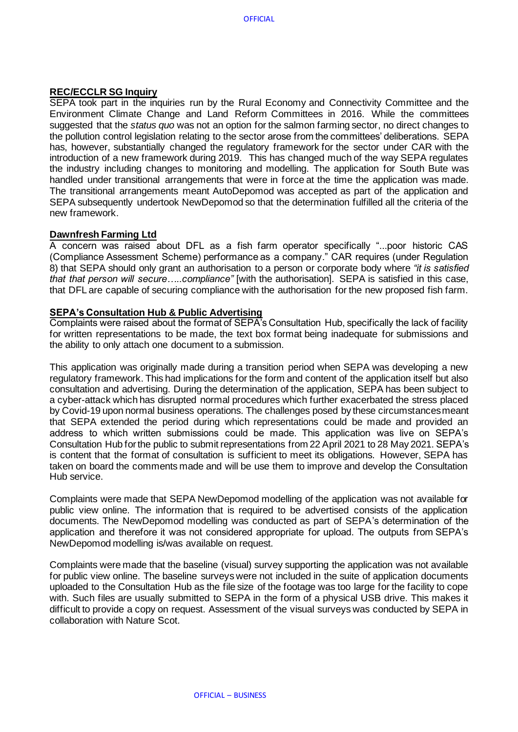**REC/ECCLR SG Inquiry**

SEPA took part in the inquiries run by the Rural Economy and Connectivity Committee and the Environment Climate Change and Land Reform Committees in 2016. While the committees suggested that the *status quo* was not an option for the salmon farming sector, no direct changes to the pollution control legislation relating to the sector arose from the committees' deliberations. SEPA has, however, substantially changed the regulatory framework for the sector under CAR with the introduction of a new framework during 2019. This has changed much of the way SEPA regulates the industry including changes to monitoring and modelling. The application for South Bute was handled under transitional arrangements that were in force at the time the application was made. The transitional arrangements meant AutoDepomod was accepted as part of the application and SEPA subsequently undertook NewDepomod so that the determination fulfilled all the criteria of the new framework.

**Dawnfresh Farming Ltd**

A concern was raised about DFL as a fish farm operator specifically "...poor historic CAS (Compliance Assessment Scheme) performance as a company." CAR requires (under Regulation 8) that SEPA should only grant an authorisation to a person or corporate body where *"it is satisfied that that person will secure…..compliance"* [with the authorisation]. SEPA is satisfied in this case, that DFL are capable of securing compliance with the authorisation for the new proposed fish farm.

**SEPA's Consultation Hub & Public Advertising**

Complaints were raised about the format of SEPA's Consultation Hub, specifically the lack of facility for written representations to be made, the text box format being inadequate for submissions and the ability to only attach one document to a submission.

This application was originally made during a transition period when SEPA was developing a new regulatory framework. This had implications for the form and content of the application itself but also consultation and advertising. During the determination of the application, SEPA has been subject to a cyber-attack which has disrupted normal procedures which further exacerbated the stress placed by Covid-19 upon normal business operations. The challenges posed by these circumstances meant that SEPA extended the period during which representations could be made and provided an address to which written submissions could be made. This application was live on SEPA's Consultation Hub for the public to submit representations from 22 April 2021 to 28 May 2021. SEPA's is content that the format of consultation is sufficient to meet its obligations. However, SEPA has taken on board the comments made and will be use them to improve and develop the Consultation Hub service.

Complaints were made that SEPA NewDepomod modelling of the application was not available for public view online. The information that is required to be advertised consists of the application documents. The NewDepomod modelling was conducted as part of SEPA's determination of the application and therefore it was not considered appropriate for upload. The outputs from SEPA's NewDepomod modelling is/was available on request.

Complaints were made that the baseline (visual) survey supporting the application was not available for public view online. The baseline surveys were not included in the suite of application documents uploaded to the Consultation Hub as the file size of the footage was too large for the facility to cope with. Such files are usually submitted to SEPA in the form of a physical USB drive. This makes it difficult to provide a copy on request. Assessment of the visual surveys was conducted by SEPA in collaboration with Nature Scot.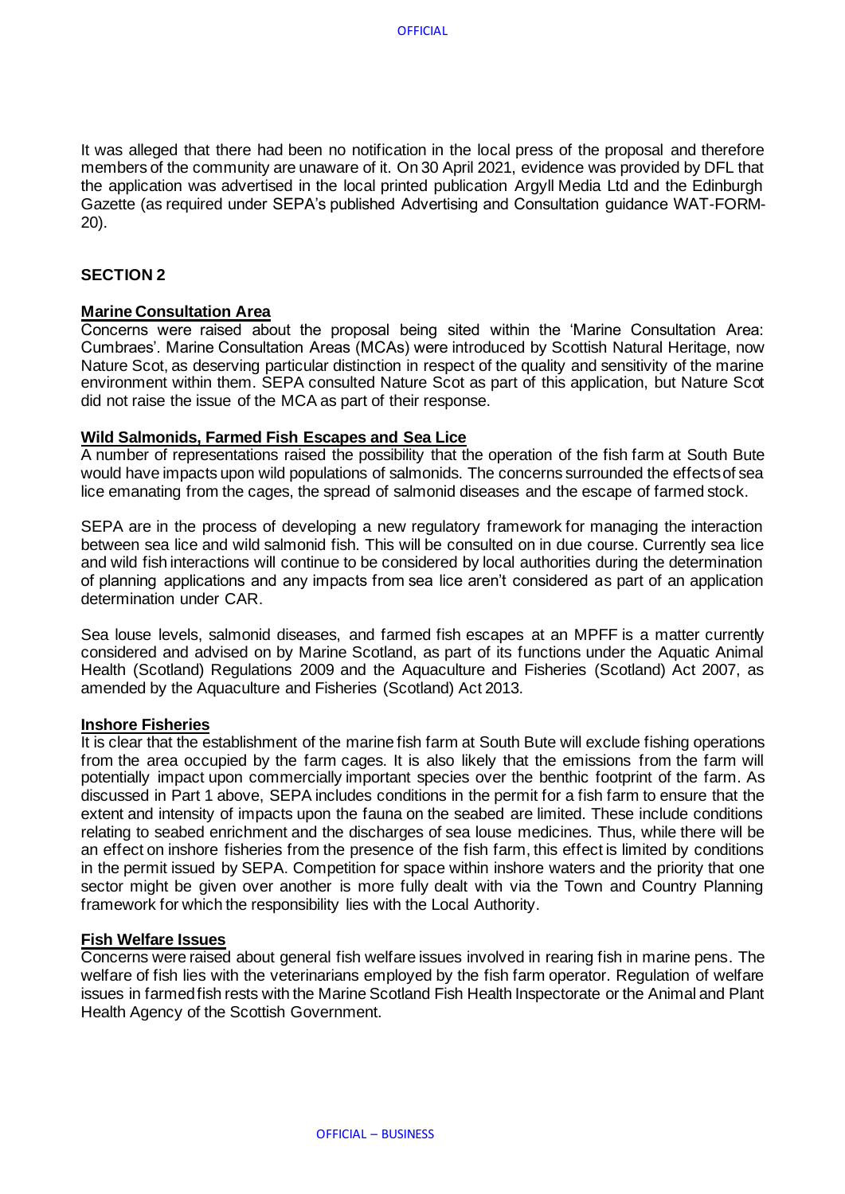It was alleged that there had been no notification in the local press of the proposal and therefore members of the community are unaware of it. On 30 April 2021, evidence was provided by DFL that the application was advertised in the local printed publication Argyll Media Ltd and the Edinburgh Gazette (as required under SEPA's published Advertising and Consultation guidance WAT-FORM-20).

## SECTION 2

### Marine Consultation Area

Concerns were raised about the proposal being sited within the 'Marine Consultation Area: Cumbraes'. Marine Consultation Areas (MCAs) were introduced by Scottish Natural Heritage, now Nature Scot, as deserving particular distinction in respect of the quality and sensitivity of the marine environment within them. SEPA consulted Nature Scot as part of this application, but Nature Scot did not raise the issue of the MCA as part of their response.

### Wild Salmonids, Farmed Fish Escapes and Sea Lice

A number of representations raised the possibility that the operation of the fish farm at South Bute would have impacts upon wild populations of salmonids. The concerns surrounded the effects of sea lice emanating from the cages, the spread of salmonid diseases and the escape of farmed stock.

SEPA are in the process of developing a new regulatory framework for managing the interaction between sea lice and wild salmonid fish. This will be consulted on in due course. Currently sea lice and wild fish interactions will continue to be considered by local authorities during the determination of planning applications and any impacts from sea lice aren't considered as part of an application determination under CAR.

Sea louse levels, salmonid diseases, and farmed fish escapes at an MPFF is a matter currently considered and advised on by Marine Scotland, as part of its functions under the Aquatic Animal Health (Scotland) Regulations 2009 and the Aquaculture and Fisheries (Scotland) Act 2007, as amended by the Aquaculture and Fisheries (Scotland) Act 2013.

### Inshore Fisheries

It is clear that the establishment of the marine fish farm at South Bute will exclude fishing operations from the area occupied by the farm cages. It is also likely that the emissions from the farm will potentially impact upon commercially important species over the benthic footprint of the farm. As discussed in Part 1 above, SEPA includes conditions in the permit for a fish farm to ensure that the extent and intensity of impacts upon the fauna on the seabed are limited. These include conditions relating to seabed enrichment and the discharges of sea louse medicines. Thus, while there will be an effect on inshore fisheries from the presence of the fish farm, this effect is limited by conditions in the permit issued by SEPA. Competition for space within inshore waters and the priority that one sector might be given over another is more fully dealt with via the Town and Country Planning framework for which the responsibility lies with the Local Authority.

### Fish Welfare Issues

Concerns were raised about general fish welfare issues involved in rearing fish in marine pens. The welfare of fish lies with the veterinarians employed by the fish farm operator. Regulation of welfare issues in farmed fish rests with the Marine Scotland Fish Health Inspectorate or the Animal and Plant Health Agency of the Scottish Government.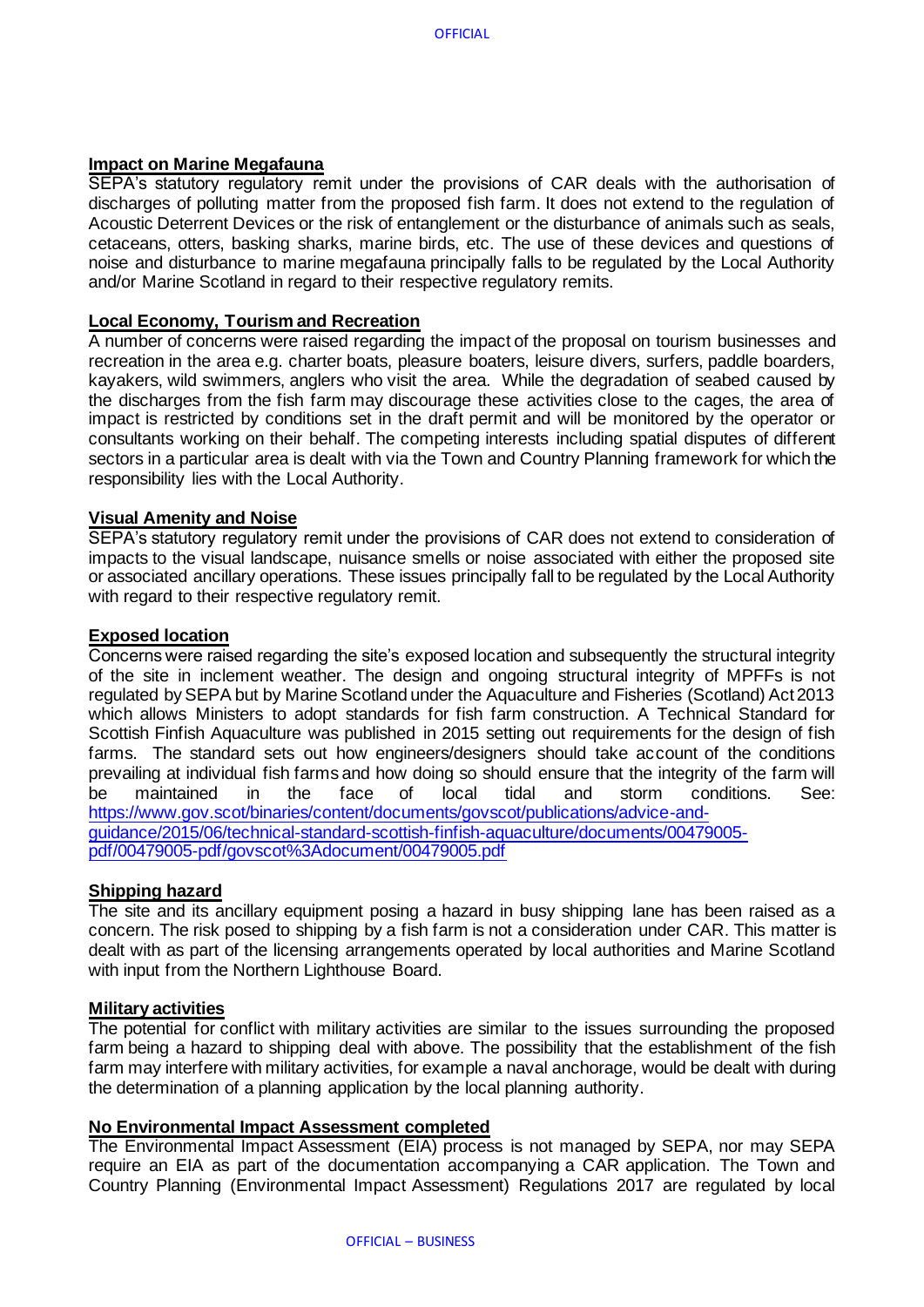**Impact on Marine Megafauna**

SEPA's statutory regulatory remit under the provisions of CAR deals with the authorisation of discharges of polluting matter from the proposed fish farm. It does not extend to the regulation of Acoustic Deterrent Devices or the risk of entanglement or the disturbance of animals such as seals, cetaceans, otters, basking sharks, marine birds, etc. The use of these devices and questions of noise and disturbance to marine megafauna principally falls to be regulated by the Local Authority and/or Marine Scotland in regard to their respective regulatory remits.

**Local Economy, Tourism and Recreation**

A number of concerns were raised regarding the impact of the proposal on tourism businesses and recreation in the area e.g. charter boats, pleasure boaters, leisure divers, surfers, paddle boarders, kayakers, wild swimmers, anglers who visit the area. While the degradation of seabed caused by the discharges from the fish farm may discourage these activities close to the cages, the area of impact is restricted by conditions set in the draft permit and will be monitored by the operator or consultants working on their behalf. The competing interests including spatial disputes of different sectors in a particular area is dealt with via the Town and Country Planning framework for which the responsibility lies with the Local Authority.

**Visual Amenity and Noise**

SEPA's statutory regulatory remit under the provisions of CAR does not extend to consideration of impacts to the visual landscape, nuisance smells or noise associated with either the proposed site or associated ancillary operations. These issues principally fall to be regulated by the Local Authority with regard to their respective regulatory remit.

**Exposed location**

Concerns were raised regarding the site's exposed location and subsequently the structural integrity of the site in inclement weather. The design and ongoing structural integrity of MPFFs is not regulated by SEPA but by Marine Scotland under the Aquaculture and Fisheries (Scotland) Act 2013 which allows Ministers to adopt standards for fish farm construction. A Technical Standard for Scottish Finfish Aquaculture was published in 2015 setting out requirements for the design of fish farms. The standard sets out how engineers/designers should take account of the conditions prevailing at individual fish farms and how doing so should ensure that the integrity of the farm will be maintained in the face of local tidal and storm conditions. See: https://www.gov.scot/binaries/content/documents/govscot/publications/advice-and-guidance/2015/06/technical-standard-scottish-finfish-aquaculture/documents/00479005-pdf/00479005-pdf/govscot%3Adocument/00479005.pdf

**Shipping hazard**

The site and its ancillary equipment posing a hazard in busy shipping lane has been raised as a concern. The risk posed to shipping by a fish farm is not a consideration under CAR. This matter is dealt with as part of the licensing arrangements operated by local authorities and Marine Scotland with input from the Northern Lighthouse Board.

**Military activities**

The potential for conflict with military activities are similar to the issues surrounding the proposed farm being a hazard to shipping deal with above. The possibility that the establishment of the fish farm may interfere with military activities, for example a naval anchorage, would be dealt with during the determination of a planning application by the local planning authority.

**No Environmental Impact Assessment completed**

The Environmental Impact Assessment (EIA) process is not managed by SEPA, nor may SEPA require an EIA as part of the documentation accompanying a CAR application. The Town and Country Planning (Environmental Impact Assessment) Regulations 2017 are regulated by local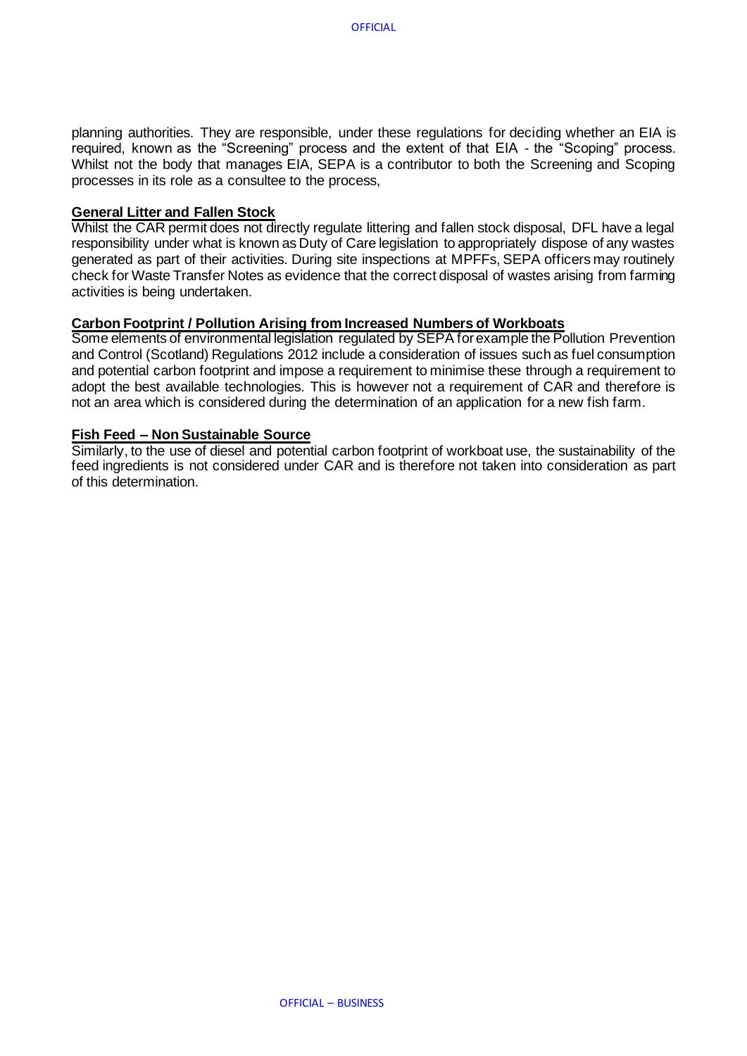planning authorities. They are responsible, under these regulations for deciding whether an EIA is required, known as the "Screening" process and the extent of that EIA - the "Scoping" process. Whilst not the body that manages EIA, SEPA is a contributor to both the Screening and Scoping processes in its role as a consultee to the process,

**General Litter and Fallen Stock**

Whilst the CAR permit does not directly regulate littering and fallen stock disposal, DFL have a legal responsibility under what is known as Duty of Care legislation to appropriately dispose of any wastes generated as part of their activities. During site inspections at MPFFs, SEPA officers may routinely check for Waste Transfer Notes as evidence that the correct disposal of wastes arising from farming activities is being undertaken.

**Carbon Footprint / Pollution Arising from Increased Numbers of Workboats**

Some elements of environmental legislation regulated by SEPA for example the Pollution Prevention and Control (Scotland) Regulations 2012 include a consideration of issues such as fuel consumption and potential carbon footprint and impose a requirement to minimise these through a requirement to adopt the best available technologies. This is however not a requirement of CAR and therefore is not an area which is considered during the determination of an application for a new fish farm.

**Fish Feed – Non Sustainable Source**

Similarly, to the use of diesel and potential carbon footprint of workboat use, the sustainability of the feed ingredients is not considered under CAR and is therefore not taken into consideration as part of this determination.